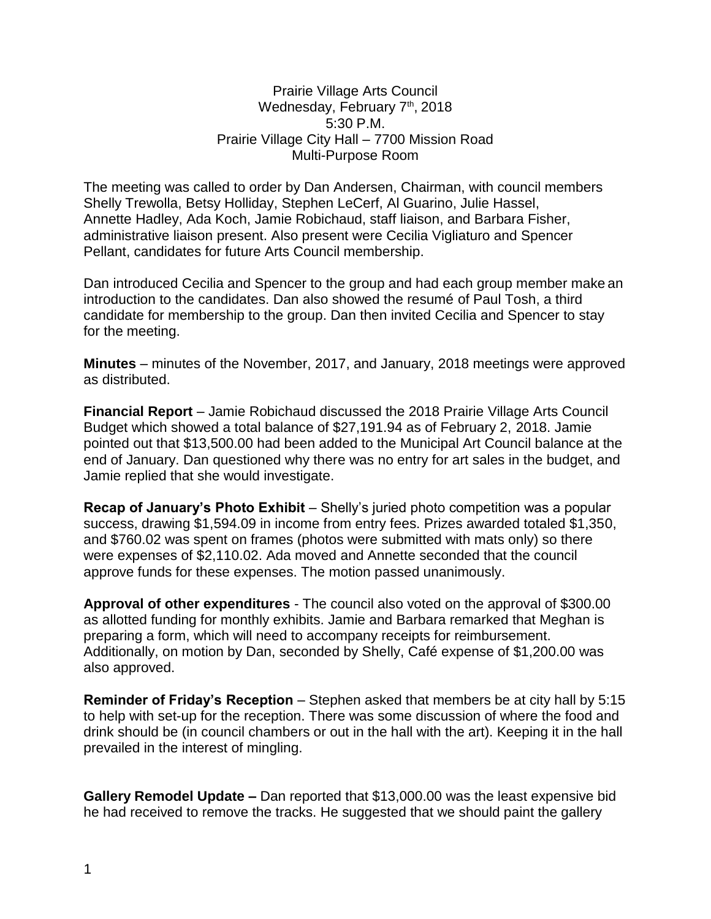Prairie Village Arts Council
Wednesday, February 7th, 2018
5:30 P.M.
Prairie Village City Hall – 7700 Mission Road
Multi-Purpose Room

The meeting was called to order by Dan Andersen, Chairman, with council members Shelly Trewolla, Betsy Holliday, Stephen LeCerf, Al Guarino, Julie Hassel, Annette Hadley, Ada Koch, Jamie Robichaud, staff liaison, and Barbara Fisher, administrative liaison present. Also present were Cecilia Vigliaturo and Spencer Pellant, candidates for future Arts Council membership.

Dan introduced Cecilia and Spencer to the group and had each group member make an introduction to the candidates. Dan also showed the resumé of Paul Tosh, a third candidate for membership to the group. Dan then invited Cecilia and Spencer to stay for the meeting.

**Minutes** – minutes of the November, 2017, and January, 2018 meetings were approved as distributed.

**Financial Report** – Jamie Robichaud discussed the 2018 Prairie Village Arts Council Budget which showed a total balance of $27,191.94 as of February 2, 2018. Jamie pointed out that $13,500.00 had been added to the Municipal Art Council balance at the end of January. Dan questioned why there was no entry for art sales in the budget, and Jamie replied that she would investigate.

**Recap of January's Photo Exhibit** – Shelly's juried photo competition was a popular success, drawing $1,594.09 in income from entry fees. Prizes awarded totaled $1,350, and $760.02 was spent on frames (photos were submitted with mats only) so there were expenses of $2,110.02. Ada moved and Annette seconded that the council approve funds for these expenses. The motion passed unanimously.

**Approval of other expenditures** - The council also voted on the approval of $300.00 as allotted funding for monthly exhibits. Jamie and Barbara remarked that Meghan is preparing a form, which will need to accompany receipts for reimbursement. Additionally, on motion by Dan, seconded by Shelly, Café expense of $1,200.00 was also approved.

**Reminder of Friday's Reception** – Stephen asked that members be at city hall by 5:15 to help with set-up for the reception. There was some discussion of where the food and drink should be (in council chambers or out in the hall with the art). Keeping it in the hall prevailed in the interest of mingling.

**Gallery Remodel Update –** Dan reported that $13,000.00 was the least expensive bid he had received to remove the tracks. He suggested that we should paint the gallery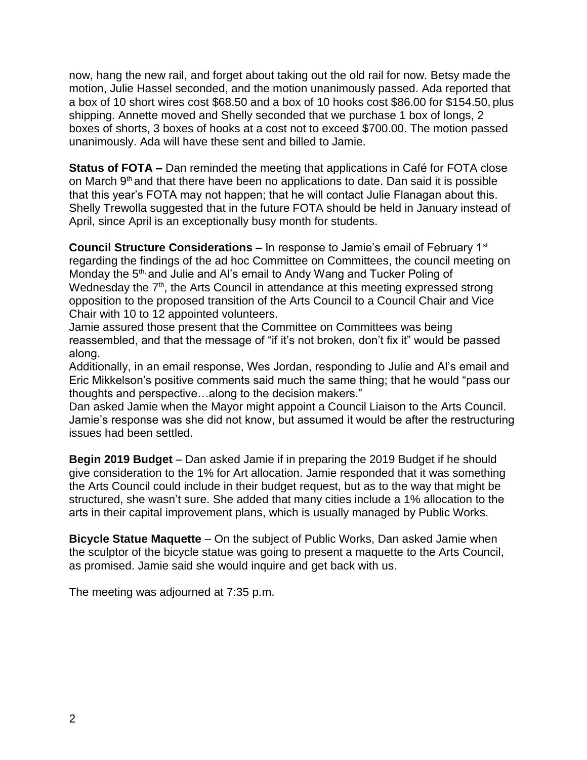now, hang the new rail, and forget about taking out the old rail for now. Betsy made the motion, Julie Hassel seconded, and the motion unanimously passed. Ada reported that a box of 10 short wires cost $68.50 and a box of 10 hooks cost $86.00 for $154.50, plus shipping. Annette moved and Shelly seconded that we purchase 1 box of longs, 2 boxes of shorts, 3 boxes of hooks at a cost not to exceed $700.00. The motion passed unanimously. Ada will have these sent and billed to Jamie.

**Status of FOTA –** Dan reminded the meeting that applications in Café for FOTA close on March 9th and that there have been no applications to date. Dan said it is possible that this year's FOTA may not happen; that he will contact Julie Flanagan about this. Shelly Trewolla suggested that in the future FOTA should be held in January instead of April, since April is an exceptionally busy month for students.

**Council Structure Considerations –** In response to Jamie's email of February 1st regarding the findings of the ad hoc Committee on Committees, the council meeting on Monday the 5th, and Julie and Al's email to Andy Wang and Tucker Poling of Wednesday the 7th, the Arts Council in attendance at this meeting expressed strong opposition to the proposed transition of the Arts Council to a Council Chair and Vice Chair with 10 to 12 appointed volunteers.
Jamie assured those present that the Committee on Committees was being reassembled, and that the message of "if it's not broken, don't fix it" would be passed along.
Additionally, in an email response, Wes Jordan, responding to Julie and Al's email and Eric Mikkelson's positive comments said much the same thing; that he would "pass our thoughts and perspective…along to the decision makers."
Dan asked Jamie when the Mayor might appoint a Council Liaison to the Arts Council. Jamie's response was she did not know, but assumed it would be after the restructuring issues had been settled.

**Begin 2019 Budget** – Dan asked Jamie if in preparing the 2019 Budget if he should give consideration to the 1% for Art allocation. Jamie responded that it was something the Arts Council could include in their budget request, but as to the way that might be structured, she wasn't sure. She added that many cities include a 1% allocation to the arts in their capital improvement plans, which is usually managed by Public Works.

**Bicycle Statue Maquette** – On the subject of Public Works, Dan asked Jamie when the sculptor of the bicycle statue was going to present a maquette to the Arts Council, as promised. Jamie said she would inquire and get back with us.

The meeting was adjourned at 7:35 p.m.